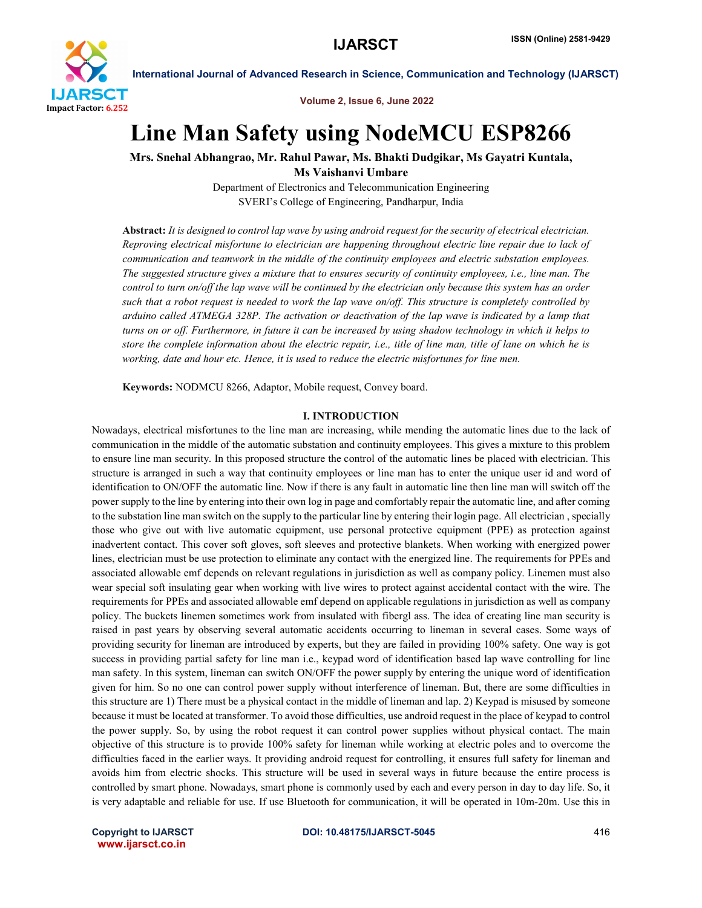# Line Man Safety using NodeMCU ESP8266

**Mrs. Snehal Abhangrao, Mr. Rahul Pawar, Ms. Bhakti Dudgikar, Ms Gayatri Kuntala, Ms Vaishanvi Umbare**

Department of Electronics and Telecommunication Engineering
SVERI's College of Engineering, Pandharpur, India

**Abstract:** *It is designed to control lap wave by using android request for the security of electrical electrician. Reproving electrical misfortune to electrician are happening throughout electric line repair due to lack of communication and teamwork in the middle of the continuity employees and electric substation employees. The suggested structure gives a mixture that to ensures security of continuity employees, i.e., line man. The control to turn on/off the lap wave will be continued by the electrician only because this system has an order such that a robot request is needed to work the lap wave on/off. This structure is completely controlled by arduino called ATMEGA 328P. The activation or deactivation of the lap wave is indicated by a lamp that turns on or off. Furthermore, in future it can be increased by using shadow technology in which it helps to store the complete information about the electric repair, i.e., title of line man, title of lane on which he is working, date and hour etc. Hence, it is used to reduce the electric misfortunes for line men.*

**Keywords:** NODMCU 8266, Adaptor, Mobile request, Convey board.

## I. INTRODUCTION

Nowadays, electrical misfortunes to the line man are increasing, while mending the automatic lines due to the lack of communication in the middle of the automatic substation and continuity employees. This gives a mixture to this problem to ensure line man security. In this proposed structure the control of the automatic lines be placed with electrician. This structure is arranged in such a way that continuity employees or line man has to enter the unique user id and word of identification to ON/OFF the automatic line. Now if there is any fault in automatic line then line man will switch off the power supply to the line by entering into their own log in page and comfortably repair the automatic line, and after coming to the substation line man switch on the supply to the particular line by entering their login page. All electrician , specially those who give out with live automatic equipment, use personal protective equipment (PPE) as protection against inadvertent contact. This cover soft gloves, soft sleeves and protective blankets. When working with energized power lines, electrician must be use protection to eliminate any contact with the energized line. The requirements for PPEs and associated allowable emf depends on relevant regulations in jurisdiction as well as company policy. Linemen must also wear special soft insulating gear when working with live wires to protect against accidental contact with the wire. The requirements for PPEs and associated allowable emf depend on applicable regulations in jurisdiction as well as company policy. The buckets linemen sometimes work from insulated with fibergl ass. The idea of creating line man security is raised in past years by observing several automatic accidents occurring to lineman in several cases. Some ways of providing security for lineman are introduced by experts, but they are failed in providing 100% safety. One way is got success in providing partial safety for line man i.e., keypad word of identification based lap wave controlling for line man safety. In this system, lineman can switch ON/OFF the power supply by entering the unique word of identification given for him. So no one can control power supply without interference of lineman. But, there are some difficulties in this structure are 1) There must be a physical contact in the middle of lineman and lap. 2) Keypad is misused by someone because it must be located at transformer. To avoid those difficulties, use android request in the place of keypad to control the power supply. So, by using the robot request it can control power supplies without physical contact. The main objective of this structure is to provide 100% safety for lineman while working at electric poles and to overcome the difficulties faced in the earlier ways. It providing android request for controlling, it ensures full safety for lineman and avoids him from electric shocks. This structure will be used in several ways in future because the entire process is controlled by smart phone. Nowadays, smart phone is commonly used by each and every person in day to day life. So, it is very adaptable and reliable for use. If use Bluetooth for communication, it will be operated in 10m-20m. Use this in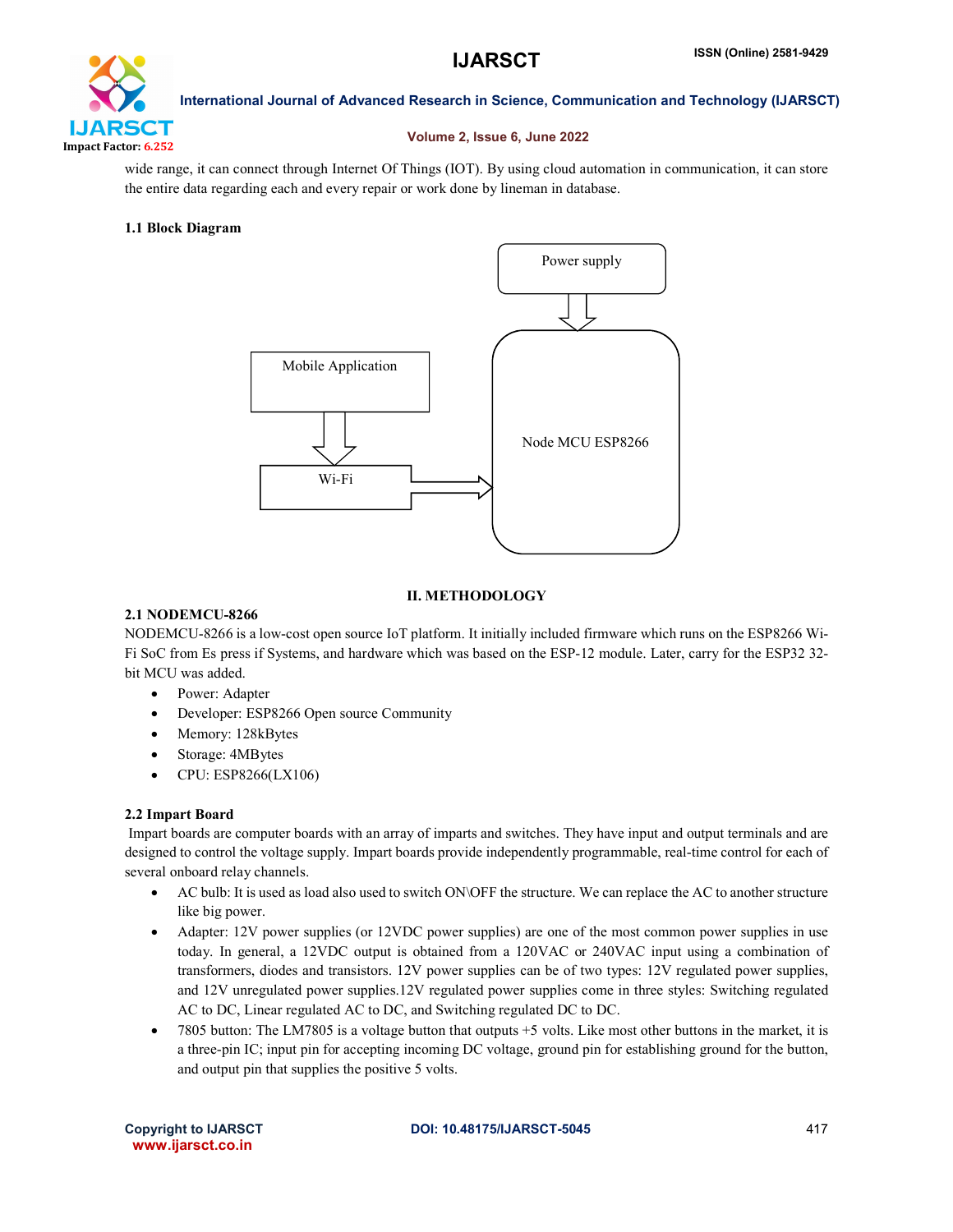wide range, it can connect through Internet Of Things (IOT). By using cloud automation in communication, it can store the entire data regarding each and every repair or work done by lineman in database.

**1.1 Block Diagram**

Power supply

Mobile Application

Node MCU ESP8266

Wi-Fi

## II. METHODOLOGY

**2.1 NODEMCU-8266**

NODEMCU-8266 is a low-cost open source IoT platform. It initially included firmware which runs on the ESP8266 Wi-Fi SoC from Es press if Systems, and hardware which was based on the ESP-12 module. Later, carry for the ESP32 32-bit MCU was added.

- Power: Adapter
- Developer: ESP8266 Open source Community
- Memory: 128kBytes
- Storage: 4MBytes
- CPU: ESP8266(LX106)

**2.2 Impart Board**

Impart boards are computer boards with an array of imparts and switches. They have input and output terminals and are designed to control the voltage supply. Impart boards provide independently programmable, real-time control for each of several onboard relay channels.

- AC bulb: It is used as load also used to switch ON\OFF the structure. We can replace the AC to another structure like big power.
- Adapter: 12V power supplies (or 12VDC power supplies) are one of the most common power supplies in use today. In general, a 12VDC output is obtained from a 120VAC or 240VAC input using a combination of transformers, diodes and transistors. 12V power supplies can be of two types: 12V regulated power supplies, and 12V unregulated power supplies.12V regulated power supplies come in three styles: Switching regulated AC to DC, Linear regulated AC to DC, and Switching regulated DC to DC.
- 7805 button: The LM7805 is a voltage button that outputs +5 volts. Like most other buttons in the market, it is a three-pin IC; input pin for accepting incoming DC voltage, ground pin for establishing ground for the button, and output pin that supplies the positive 5 volts.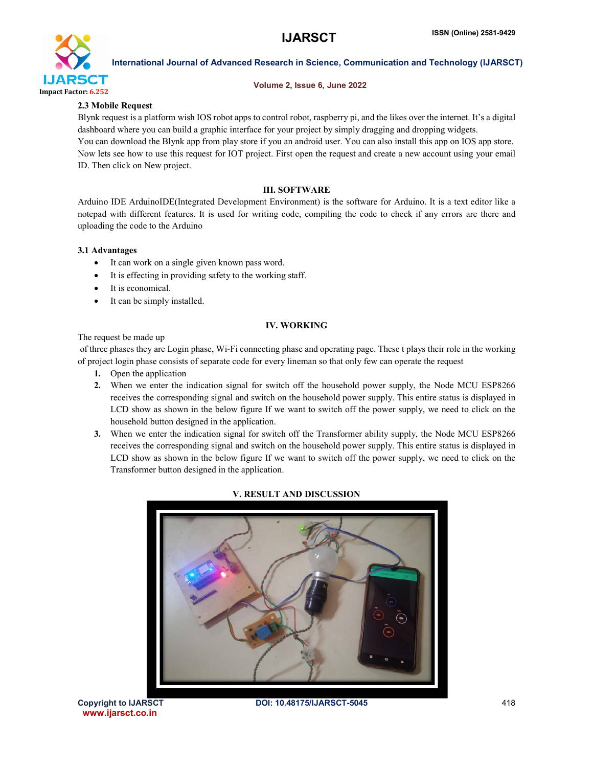### 2.3 Mobile Request

Blynk request is a platform wish IOS robot apps to control robot, raspberry pi, and the likes over the internet. It's a digital dashboard where you can build a graphic interface for your project by simply dragging and dropping widgets.
You can download the Blynk app from play store if you an android user. You can also install this app on IOS app store. Now lets see how to use this request for IOT project. First open the request and create a new account using your email ID. Then click on New project.

## III. SOFTWARE

Arduino IDE ArduinoIDE(Integrated Development Environment) is the software for Arduino. It is a text editor like a notepad with different features. It is used for writing code, compiling the code to check if any errors are there and uploading the code to the Arduino

### 3.1 Advantages

- It can work on a single given known pass word.
- It is effecting in providing safety to the working staff.
- It is economical.
- It can be simply installed.

## IV. WORKING

The request be made up
of three phases they are Login phase, Wi-Fi connecting phase and operating page. These t plays their role in the working of project login phase consists of separate code for every lineman so that only few can operate the request

1. Open the application
2. When we enter the indication signal for switch off the household power supply, the Node MCU ESP8266 receives the corresponding signal and switch on the household power supply. This entire status is displayed in LCD show as shown in the below figure If we want to switch off the power supply, we need to click on the household button designed in the application.
3. When we enter the indication signal for switch off the Transformer ability supply, the Node MCU ESP8266 receives the corresponding signal and switch on the household power supply. This entire status is displayed in LCD show as shown in the below figure If we want to switch off the power supply, we need to click on the Transformer button designed in the application.

## V. RESULT AND DISCUSSION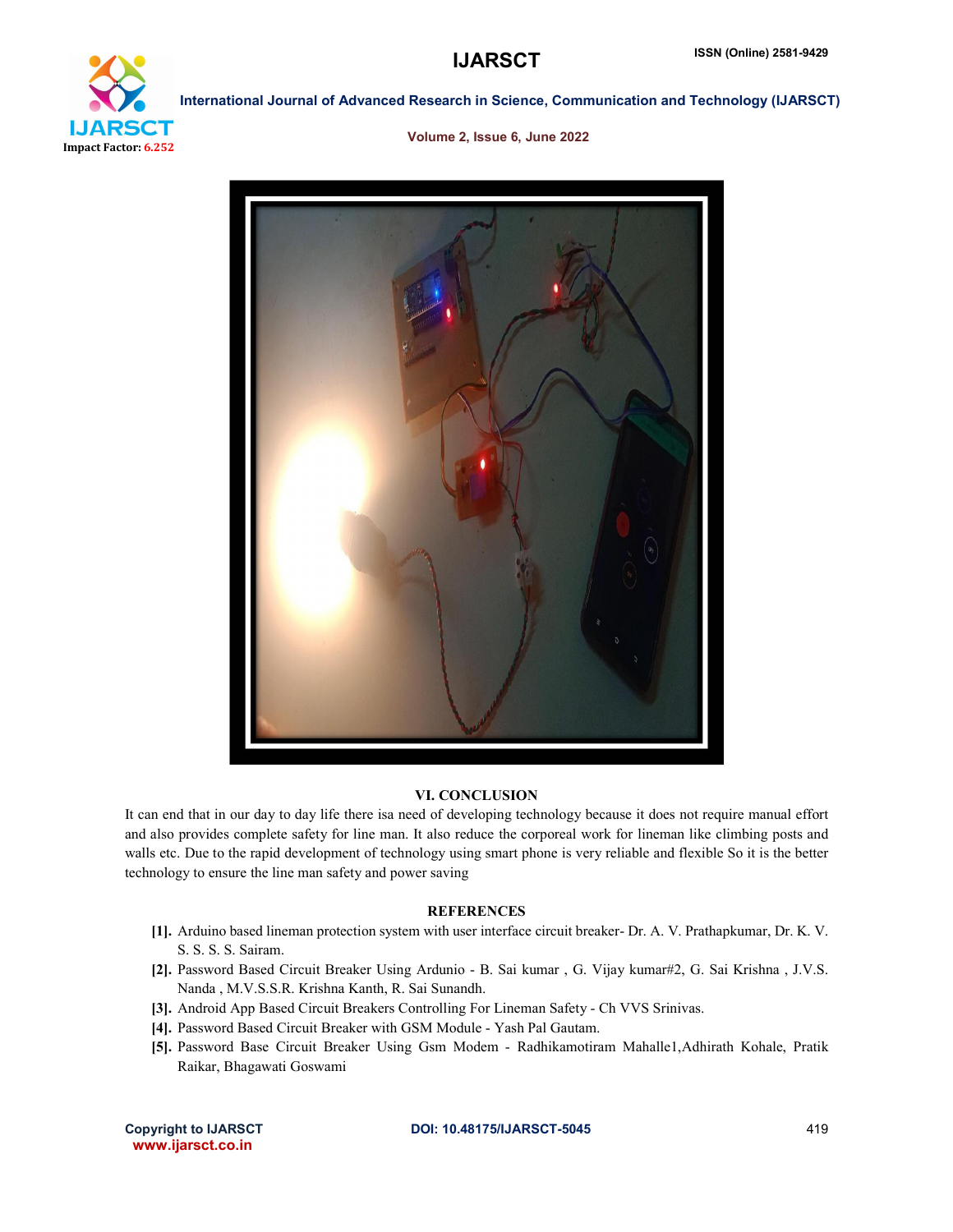## VI. CONCLUSION

It can end that in our day to day life there isa need of developing technology because it does not require manual effort and also provides complete safety for line man. It also reduce the corporeal work for lineman like climbing posts and walls etc. Due to the rapid development of technology using smart phone is very reliable and flexible So it is the better technology to ensure the line man safety and power saving

## REFERENCES

[1]. Arduino based lineman protection system with user interface circuit breaker- Dr. A. V. Prathapkumar, Dr. K. V. S. S. S. S. Sairam.

[2]. Password Based Circuit Breaker Using Ardunio - B. Sai kumar , G. Vijay kumar#2, G. Sai Krishna , J.V.S. Nanda , M.V.S.S.R. Krishna Kanth, R. Sai Sunandh.

[3]. Android App Based Circuit Breakers Controlling For Lineman Safety - Ch VVS Srinivas.

[4]. Password Based Circuit Breaker with GSM Module - Yash Pal Gautam.

[5]. Password Base Circuit Breaker Using Gsm Modem - Radhikamotiram Mahalle1,Adhirath Kohale, Pratik Raikar, Bhagawati Goswami